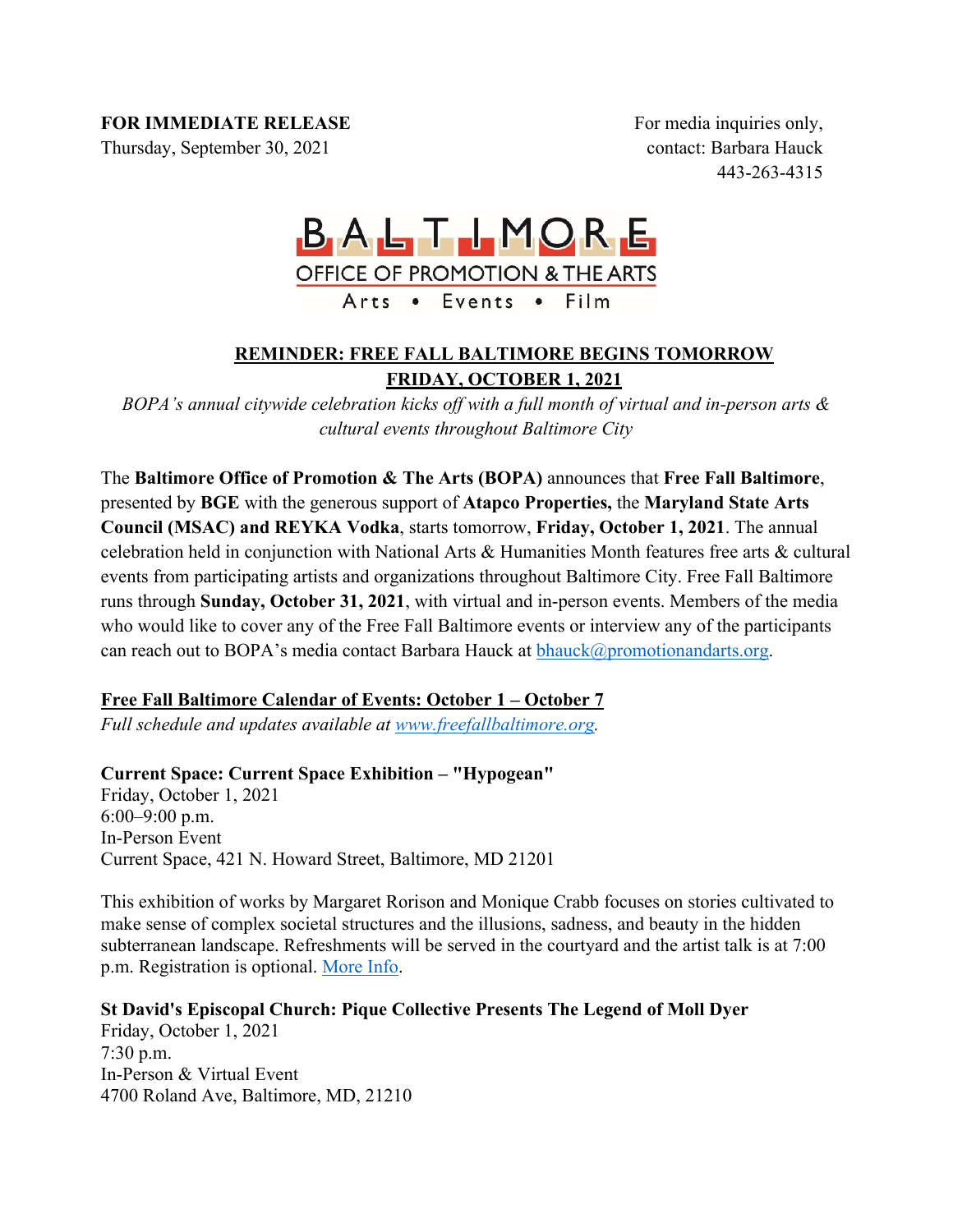**FOR IMMEDIATE RELEASE**
Thursday, September 30, 2021

For media inquiries only,
contact: Barbara Hauck
443-263-4315

BALTIMORE
OFFICE OF PROMOTION & THE ARTS
Arts • Events • Film

## REMINDER: FREE FALL BALTIMORE BEGINS TOMORROW FRIDAY, OCTOBER 1, 2021

*BOPA's annual citywide celebration kicks off with a full month of virtual and in-person arts & cultural events throughout Baltimore City*

The **Baltimore Office of Promotion & The Arts (BOPA)** announces that **Free Fall Baltimore**, presented by **BGE** with the generous support of **Atapco Properties,** the **Maryland State Arts Council (MSAC) and REYKA Vodka**, starts tomorrow, **Friday, October 1, 2021**. The annual celebration held in conjunction with National Arts & Humanities Month features free arts & cultural events from participating artists and organizations throughout Baltimore City. Free Fall Baltimore runs through **Sunday, October 31, 2021**, with virtual and in-person events. Members of the media who would like to cover any of the Free Fall Baltimore events or interview any of the participants can reach out to BOPA's media contact Barbara Hauck at bhauck@promotionandarts.org.

### Free Fall Baltimore Calendar of Events: October 1 – October 7

*Full schedule and updates available at www.freefallbaltimore.org.*

**Current Space: Current Space Exhibition – "Hypogean"**
Friday, October 1, 2021
6:00–9:00 p.m.
In-Person Event
Current Space, 421 N. Howard Street, Baltimore, MD 21201

This exhibition of works by Margaret Rorison and Monique Crabb focuses on stories cultivated to make sense of complex societal structures and the illusions, sadness, and beauty in the hidden subterranean landscape. Refreshments will be served in the courtyard and the artist talk is at 7:00 p.m. Registration is optional. More Info.

**St David's Episcopal Church: Pique Collective Presents The Legend of Moll Dyer**
Friday, October 1, 2021
7:30 p.m.
In-Person & Virtual Event
4700 Roland Ave, Baltimore, MD, 21210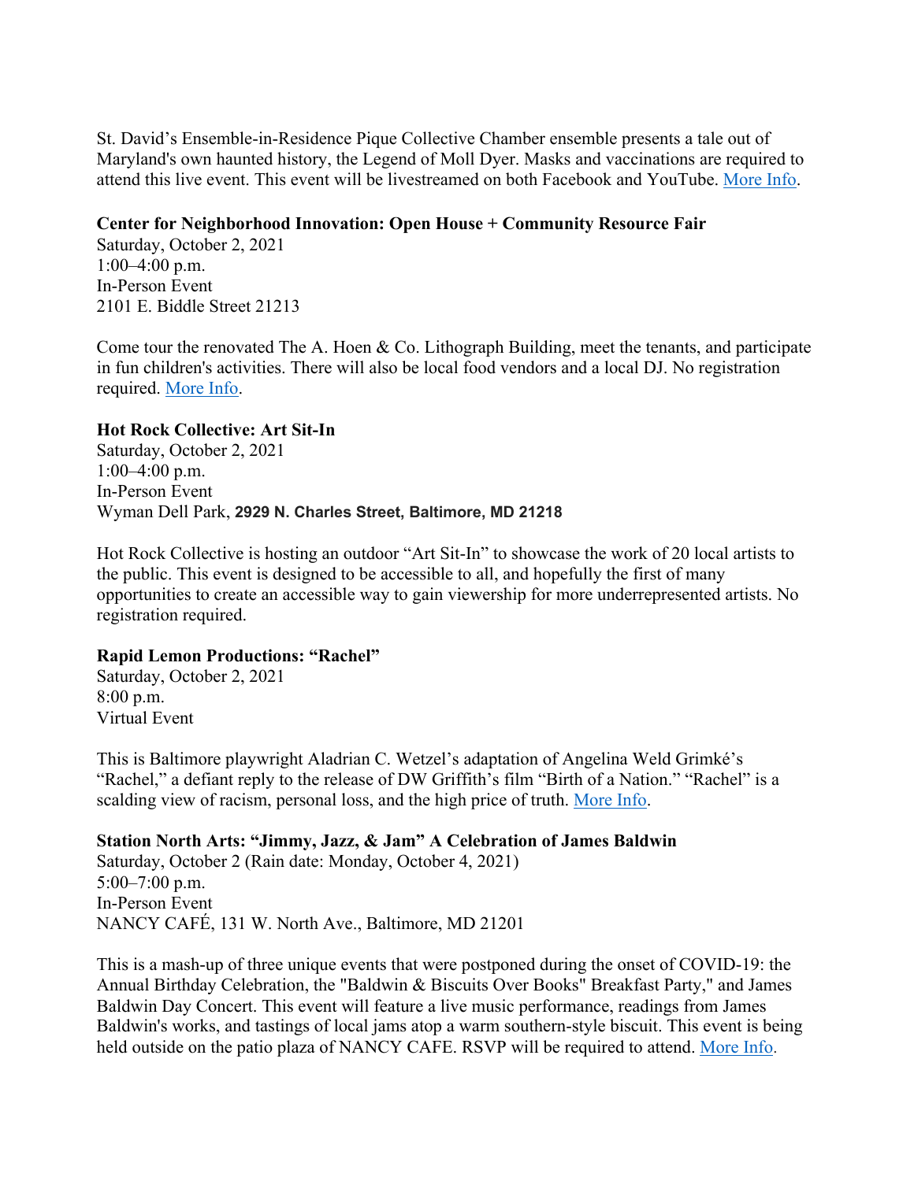St. David's Ensemble-in-Residence Pique Collective Chamber ensemble presents a tale out of Maryland's own haunted history, the Legend of Moll Dyer. Masks and vaccinations are required to attend this live event. This event will be livestreamed on both Facebook and YouTube. More Info.

**Center for Neighborhood Innovation: Open House + Community Resource Fair**
Saturday, October 2, 2021
1:00–4:00 p.m.
In-Person Event
2101 E. Biddle Street 21213

Come tour the renovated The A. Hoen & Co. Lithograph Building, meet the tenants, and participate in fun children's activities. There will also be local food vendors and a local DJ. No registration required. More Info.

**Hot Rock Collective: Art Sit-In**
Saturday, October 2, 2021
1:00–4:00 p.m.
In-Person Event
Wyman Dell Park, **2929 N. Charles Street, Baltimore, MD 21218**

Hot Rock Collective is hosting an outdoor "Art Sit-In" to showcase the work of 20 local artists to the public. This event is designed to be accessible to all, and hopefully the first of many opportunities to create an accessible way to gain viewership for more underrepresented artists. No registration required.

**Rapid Lemon Productions: "Rachel"**
Saturday, October 2, 2021
8:00 p.m.
Virtual Event

This is Baltimore playwright Aladrian C. Wetzel's adaptation of Angelina Weld Grimké's "Rachel," a defiant reply to the release of DW Griffith's film "Birth of a Nation." "Rachel" is a scalding view of racism, personal loss, and the high price of truth. More Info.

**Station North Arts: "Jimmy, Jazz, & Jam" A Celebration of James Baldwin**
Saturday, October 2 (Rain date: Monday, October 4, 2021)
5:00–7:00 p.m.
In-Person Event
NANCY CAFÉ, 131 W. North Ave., Baltimore, MD 21201

This is a mash-up of three unique events that were postponed during the onset of COVID-19: the Annual Birthday Celebration, the "Baldwin & Biscuits Over Books" Breakfast Party," and James Baldwin Day Concert. This event will feature a live music performance, readings from James Baldwin's works, and tastings of local jams atop a warm southern-style biscuit. This event is being held outside on the patio plaza of NANCY CAFE. RSVP will be required to attend. More Info.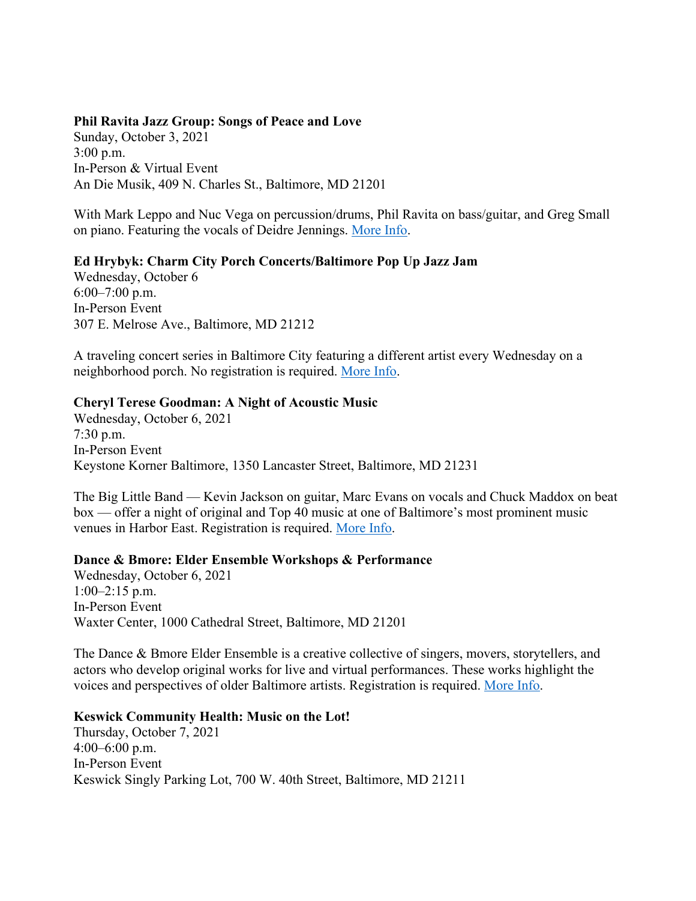**Phil Ravita Jazz Group: Songs of Peace and Love**
Sunday, October 3, 2021
3:00 p.m.
In-Person & Virtual Event
An Die Musik, 409 N. Charles St., Baltimore, MD 21201

With Mark Leppo and Nuc Vega on percussion/drums, Phil Ravita on bass/guitar, and Greg Small on piano. Featuring the vocals of Deidre Jennings. More Info.

**Ed Hrybyk: Charm City Porch Concerts/Baltimore Pop Up Jazz Jam**
Wednesday, October 6
6:00–7:00 p.m.
In-Person Event
307 E. Melrose Ave., Baltimore, MD 21212

A traveling concert series in Baltimore City featuring a different artist every Wednesday on a neighborhood porch. No registration is required. More Info.

**Cheryl Terese Goodman: A Night of Acoustic Music**
Wednesday, October 6, 2021
7:30 p.m.
In-Person Event
Keystone Korner Baltimore, 1350 Lancaster Street, Baltimore, MD 21231

The Big Little Band — Kevin Jackson on guitar, Marc Evans on vocals and Chuck Maddox on beat box — offer a night of original and Top 40 music at one of Baltimore's most prominent music venues in Harbor East. Registration is required. More Info.

**Dance & Bmore: Elder Ensemble Workshops & Performance**
Wednesday, October 6, 2021
1:00–2:15 p.m.
In-Person Event
Waxter Center, 1000 Cathedral Street, Baltimore, MD 21201

The Dance & Bmore Elder Ensemble is a creative collective of singers, movers, storytellers, and actors who develop original works for live and virtual performances. These works highlight the voices and perspectives of older Baltimore artists. Registration is required. More Info.

**Keswick Community Health: Music on the Lot!**
Thursday, October 7, 2021
4:00–6:00 p.m.
In-Person Event
Keswick Singly Parking Lot, 700 W. 40th Street, Baltimore, MD 21211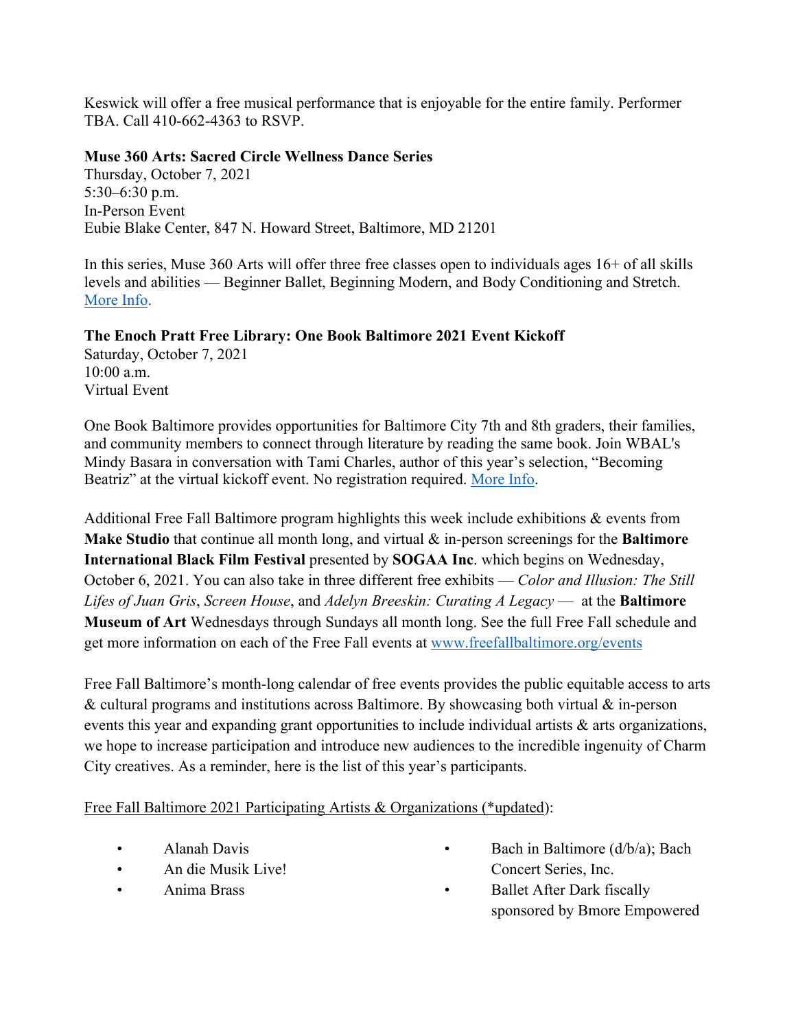Keswick will offer a free musical performance that is enjoyable for the entire family. Performer TBA. Call 410-662-4363 to RSVP.

**Muse 360 Arts: Sacred Circle Wellness Dance Series**
Thursday, October 7, 2021
5:30–6:30 p.m.
In-Person Event
Eubie Blake Center, 847 N. Howard Street, Baltimore, MD 21201

In this series, Muse 360 Arts will offer three free classes open to individuals ages 16+ of all skills levels and abilities — Beginner Ballet, Beginning Modern, and Body Conditioning and Stretch. More Info.

**The Enoch Pratt Free Library: One Book Baltimore 2021 Event Kickoff**
Saturday, October 7, 2021
10:00 a.m.
Virtual Event

One Book Baltimore provides opportunities for Baltimore City 7th and 8th graders, their families, and community members to connect through literature by reading the same book. Join WBAL's Mindy Basara in conversation with Tami Charles, author of this year's selection, "Becoming Beatriz" at the virtual kickoff event. No registration required. More Info.

Additional Free Fall Baltimore program highlights this week include exhibitions & events from **Make Studio** that continue all month long, and virtual & in-person screenings for the **Baltimore International Black Film Festival** presented by **SOGAA Inc**. which begins on Wednesday, October 6, 2021. You can also take in three different free exhibits — *Color and Illusion: The Still Lifes of Juan Gris*, *Screen House*, and *Adelyn Breeskin: Curating A Legacy* — at the **Baltimore Museum of Art** Wednesdays through Sundays all month long. See the full Free Fall schedule and get more information on each of the Free Fall events at www.freefallbaltimore.org/events

Free Fall Baltimore's month-long calendar of free events provides the public equitable access to arts & cultural programs and institutions across Baltimore. By showcasing both virtual & in-person events this year and expanding grant opportunities to include individual artists & arts organizations, we hope to increase participation and introduce new audiences to the incredible ingenuity of Charm City creatives. As a reminder, here is the list of this year's participants.

Free Fall Baltimore 2021 Participating Artists & Organizations (*updated):

- Alanah Davis
- An die Musik Live!
- Anima Brass
- Bach in Baltimore (d/b/a); Bach Concert Series, Inc.
- Ballet After Dark fiscally sponsored by Bmore Empowered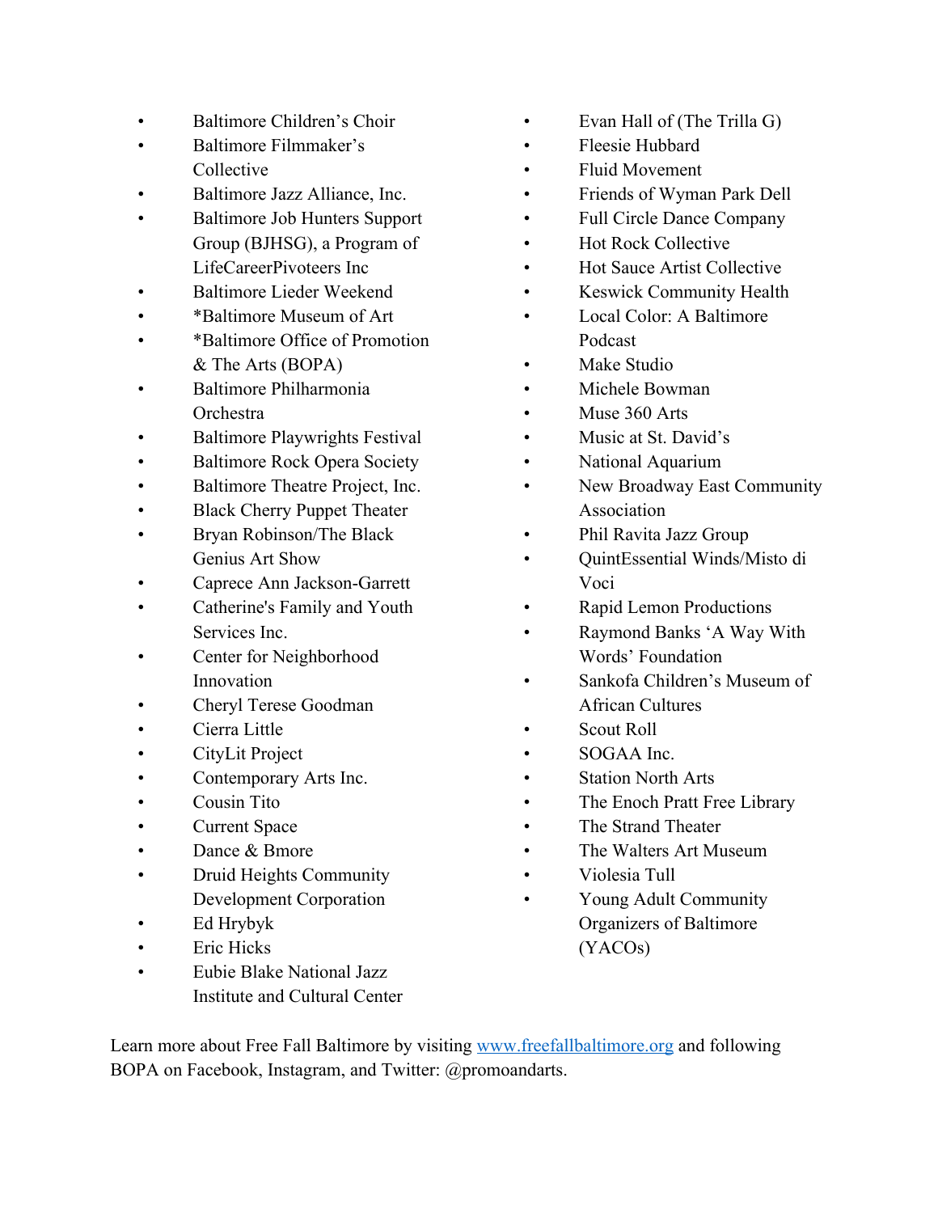- Baltimore Children's Choir
- Baltimore Filmmaker's Collective
- Baltimore Jazz Alliance, Inc.
- Baltimore Job Hunters Support Group (BJHSG), a Program of LifeCareerPivoteers Inc
- Baltimore Lieder Weekend
- *Baltimore Museum of Art
- *Baltimore Office of Promotion & The Arts (BOPA)
- Baltimore Philharmonia Orchestra
- Baltimore Playwrights Festival
- Baltimore Rock Opera Society
- Baltimore Theatre Project, Inc.
- Black Cherry Puppet Theater
- Bryan Robinson/The Black Genius Art Show
- Caprece Ann Jackson-Garrett
- Catherine's Family and Youth Services Inc.
- Center for Neighborhood Innovation
- Cheryl Terese Goodman
- Cierra Little
- CityLit Project
- Contemporary Arts Inc.
- Cousin Tito
- Current Space
- Dance & Bmore
- Druid Heights Community Development Corporation
- Ed Hrybyk
- Eric Hicks
- Eubie Blake National Jazz Institute and Cultural Center
- Evan Hall of (The Trilla G)
- Fleesie Hubbard
- Fluid Movement
- Friends of Wyman Park Dell
- Full Circle Dance Company
- Hot Rock Collective
- Hot Sauce Artist Collective
- Keswick Community Health
- Local Color: A Baltimore Podcast
- Make Studio
- Michele Bowman
- Muse 360 Arts
- Music at St. David's
- National Aquarium
- New Broadway East Community Association
- Phil Ravita Jazz Group
- QuintEssential Winds/Misto di Voci
- Rapid Lemon Productions
- Raymond Banks 'A Way With Words' Foundation
- Sankofa Children's Museum of African Cultures
- Scout Roll
- SOGAA Inc.
- Station North Arts
- The Enoch Pratt Free Library
- The Strand Theater
- The Walters Art Museum
- Violesia Tull
- Young Adult Community Organizers of Baltimore (YACOs)

Learn more about Free Fall Baltimore by visiting [www.freefallbaltimore.org](http://www.freefallbaltimore.org) and following BOPA on Facebook, Instagram, and Twitter: @promoandarts.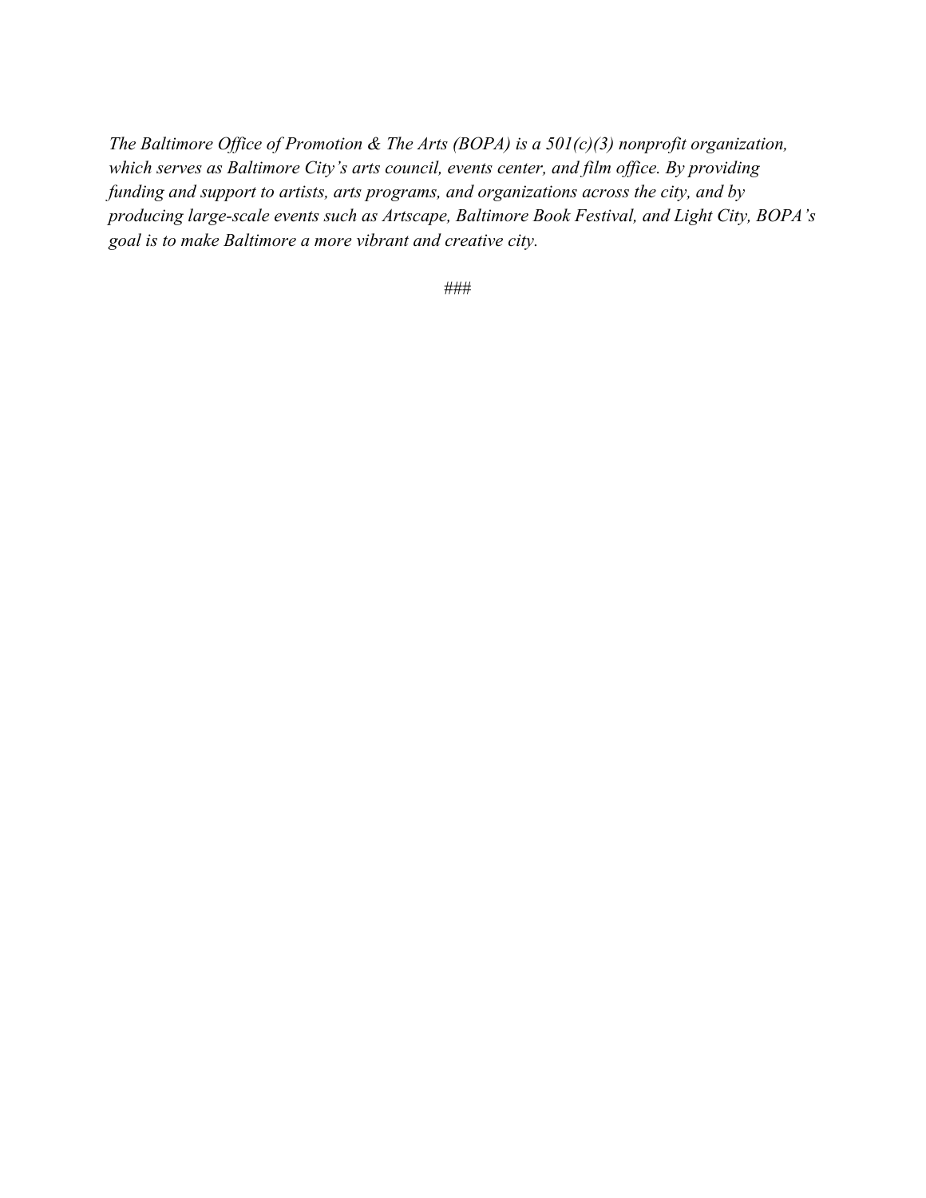*The Baltimore Office of Promotion & The Arts (BOPA) is a 501(c)(3) nonprofit organization, which serves as Baltimore City's arts council, events center, and film office. By providing funding and support to artists, arts programs, and organizations across the city, and by producing large-scale events such as Artscape, Baltimore Book Festival, and Light City, BOPA's goal is to make Baltimore a more vibrant and creative city.*

###